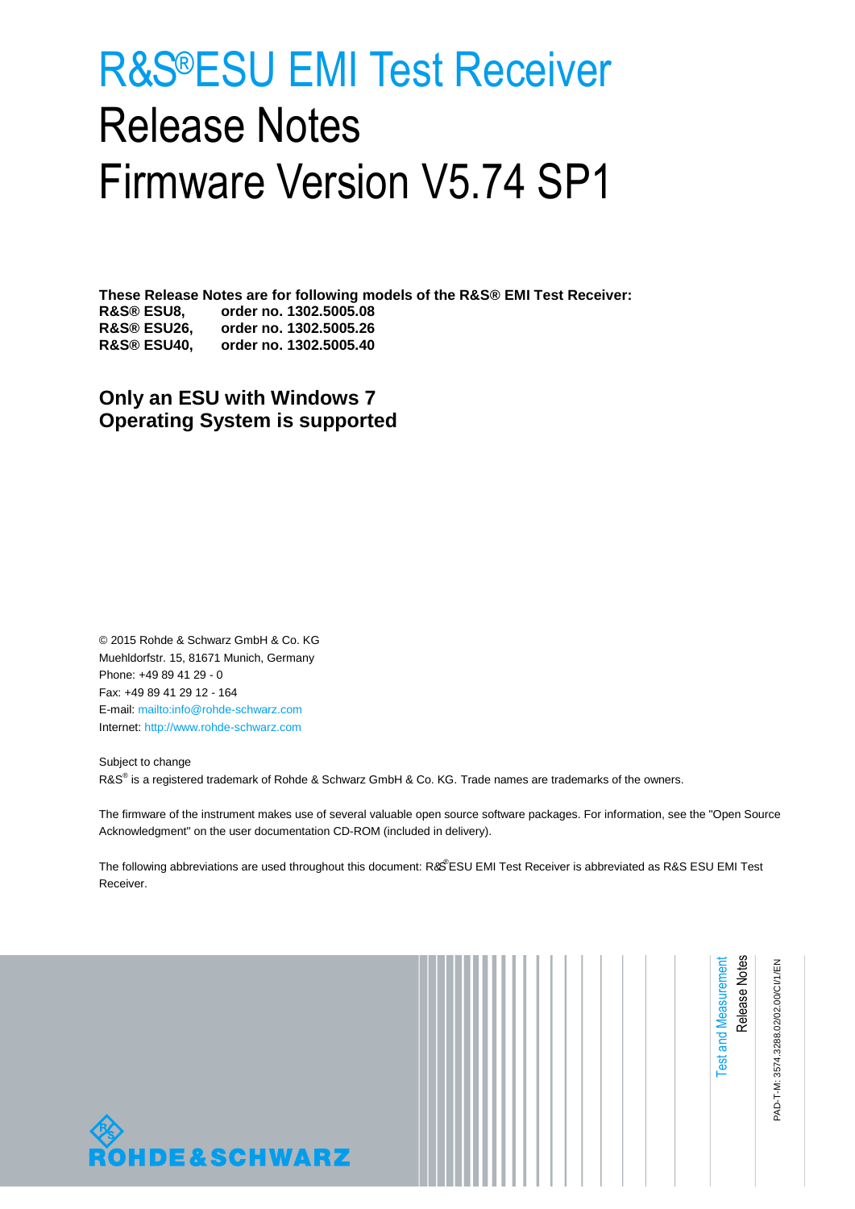# R&S®ESU EMI Test Receiver
# Release Notes
# Firmware Version V5.74 SP1

**These Release Notes are for following models of the R&S® EMI Test Receiver:**

| | |
|---|---|
| **R&S® ESU8,** | **order no. 1302.5005.08** |
| **R&S® ESU26,** | **order no. 1302.5005.26** |
| **R&S® ESU40,** | **order no. 1302.5005.40** |

## Only an ESU with Windows 7 Operating System is supported

© 2015 Rohde & Schwarz GmbH & Co. KG
Muehldorfstr. 15, 81671 Munich, Germany
Phone: +49 89 41 29 - 0
Fax: +49 89 41 29 12 - 164
E-mail: mailto:info@rohde-schwarz.com
Internet: http://www.rohde-schwarz.com

Subject to change
R&S® is a registered trademark of Rohde & Schwarz GmbH & Co. KG. Trade names are trademarks of the owners.

The firmware of the instrument makes use of several valuable open source software packages. For information, see the "Open Source Acknowledgment" on the user documentation CD-ROM (included in delivery).

The following abbreviations are used throughout this document: R&S®ESU EMI Test Receiver is abbreviated as R&S ESU EMI Test Receiver.

Test and Measurement
Release Notes

PAD-T-M: 3574.3288.02/02.00/CI/1/EN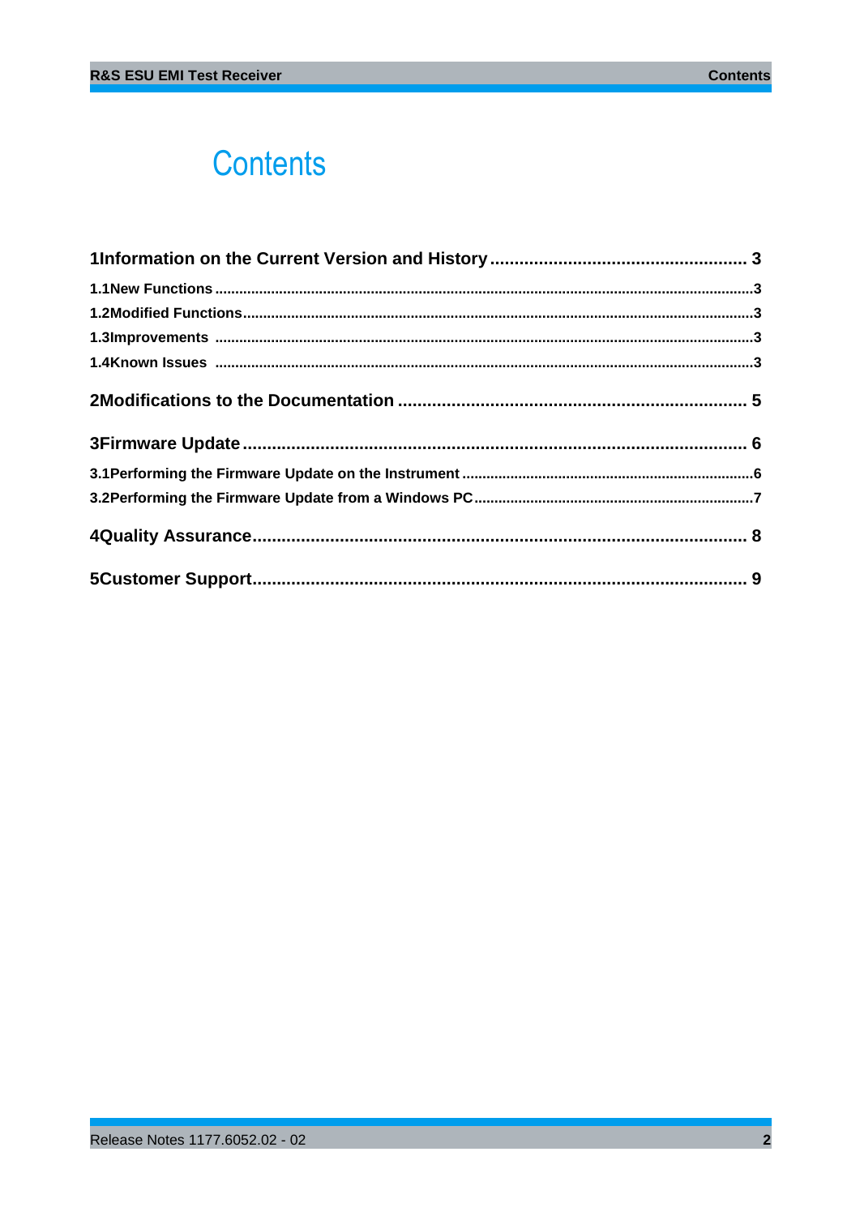# Contents

**1 Information on the Current Version and History .................................................... 3**

**1.1 New Functions ......................................................................................................................3**

**1.2 Modified Functions...............................................................................................................3**

**1.3 Improvements .......................................................................................................................3**

**1.4 Known Issues .......................................................................................................................3**

**2 Modifications to the Documentation ....................................................................... 5**

**3 Firmware Update ....................................................................................................... 6**

**3.1 Performing the Firmware Update on the Instrument .........................................................................6**

**3.2 Performing the Firmware Update from a Windows PC.......................................................................7**

**4 Quality Assurance...................................................................................................... 8**

**5 Customer Support...................................................................................................... 9**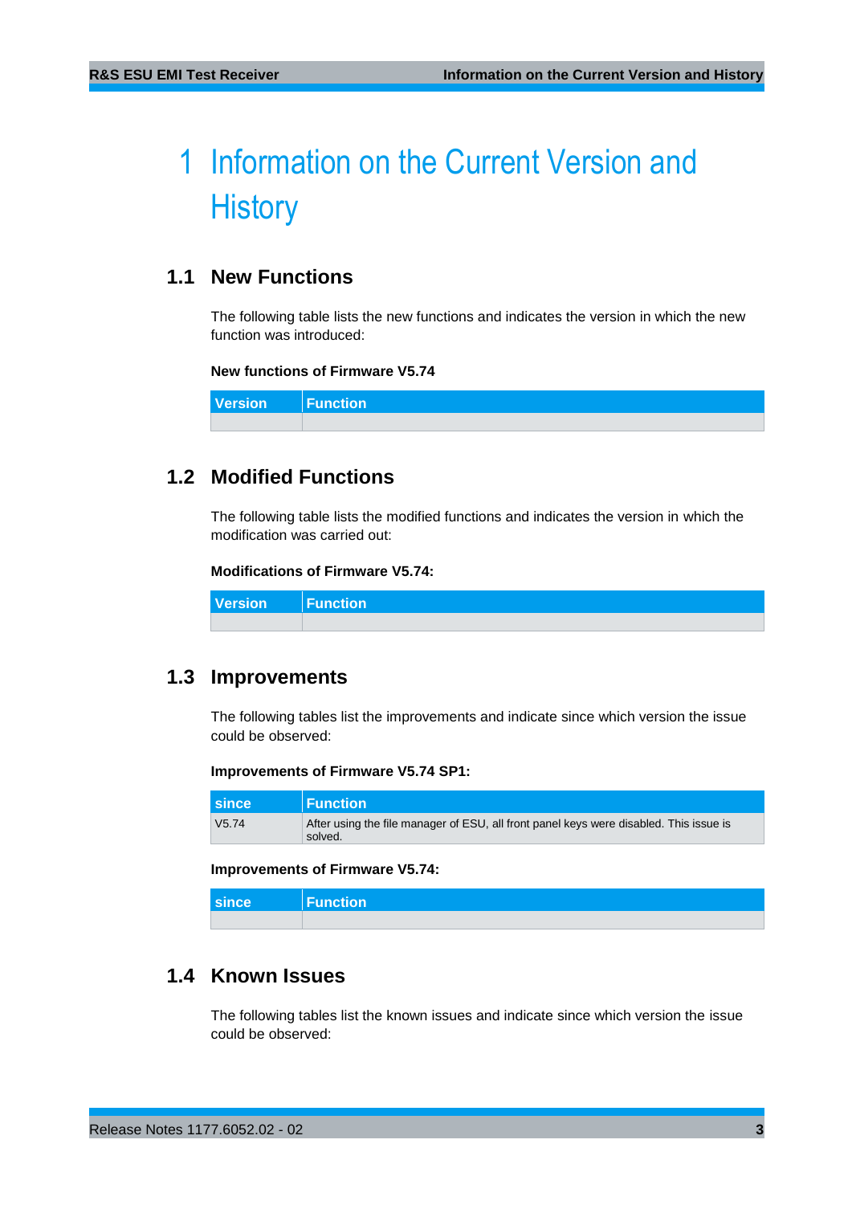# 1 Information on the Current Version and History

## 1.1 New Functions

The following table lists the new functions and indicates the version in which the new function was introduced:

**New functions of Firmware V5.74**

| Version | Function |
|---|---|
| | |

## 1.2 Modified Functions

The following table lists the modified functions and indicates the version in which the modification was carried out:

**Modifications of Firmware V5.74:**

| Version | Function |
|---|---|
| | |

## 1.3 Improvements

The following tables list the improvements and indicate since which version the issue could be observed:

**Improvements of Firmware V5.74 SP1:**

| since | Function |
|---|---|
| V5.74 | After using the file manager of ESU, all front panel keys were disabled. This issue is solved. |

**Improvements of Firmware V5.74:**

| since | Function |
|---|---|
| | |

## 1.4 Known Issues

The following tables list the known issues and indicate since which version the issue could be observed: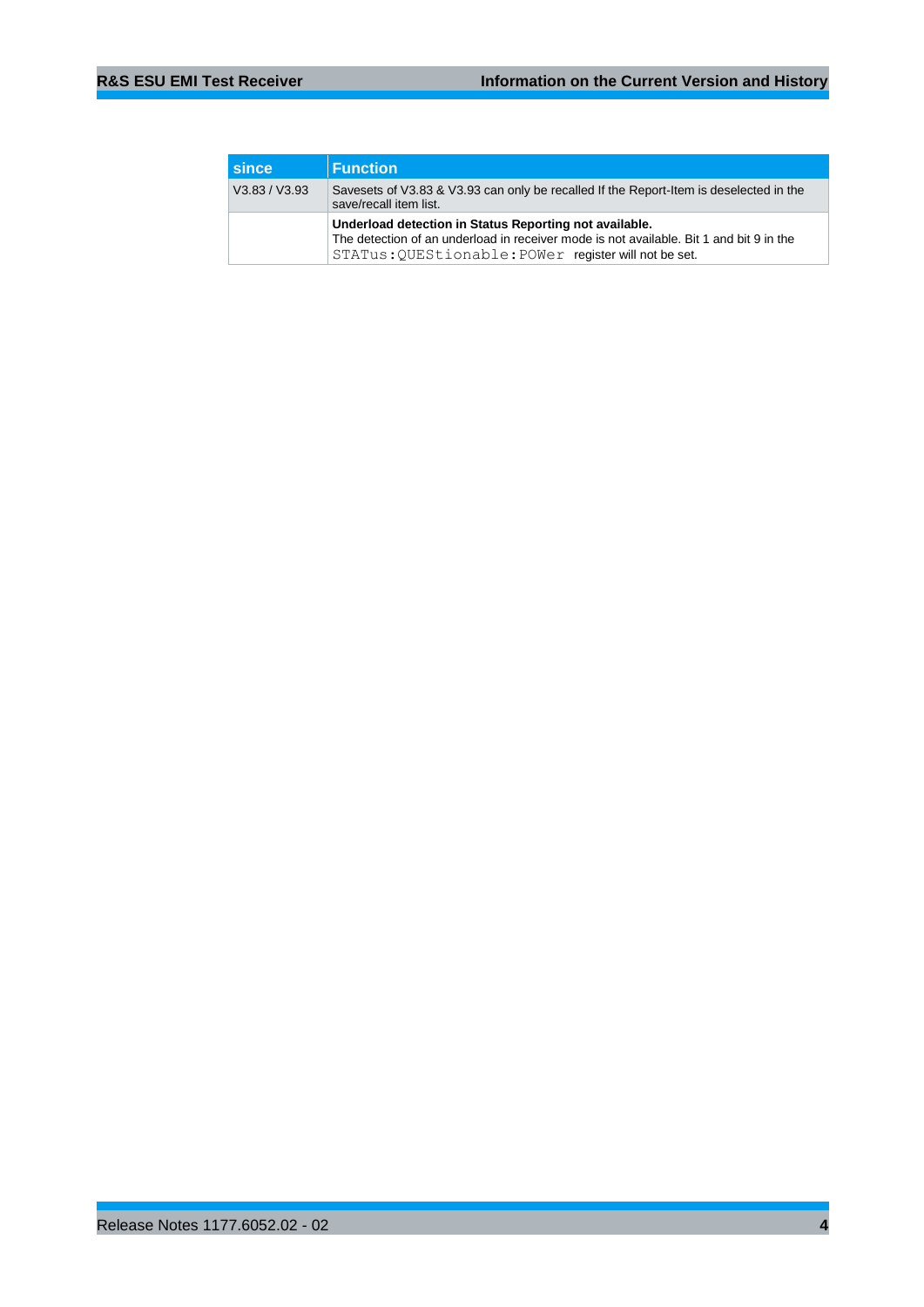| since | Function |
| --- | --- |
| V3.83 / V3.93 | Savesets of V3.83 & V3.93 can only be recalled If the Report-Item is deselected in the save/recall item list. |
| | **Underload detection in Status Reporting not available.**<br>The detection of an underload in receiver mode is not available. Bit 1 and bit 9 in the `STATus:QUEStionable:POWer` register will not be set. |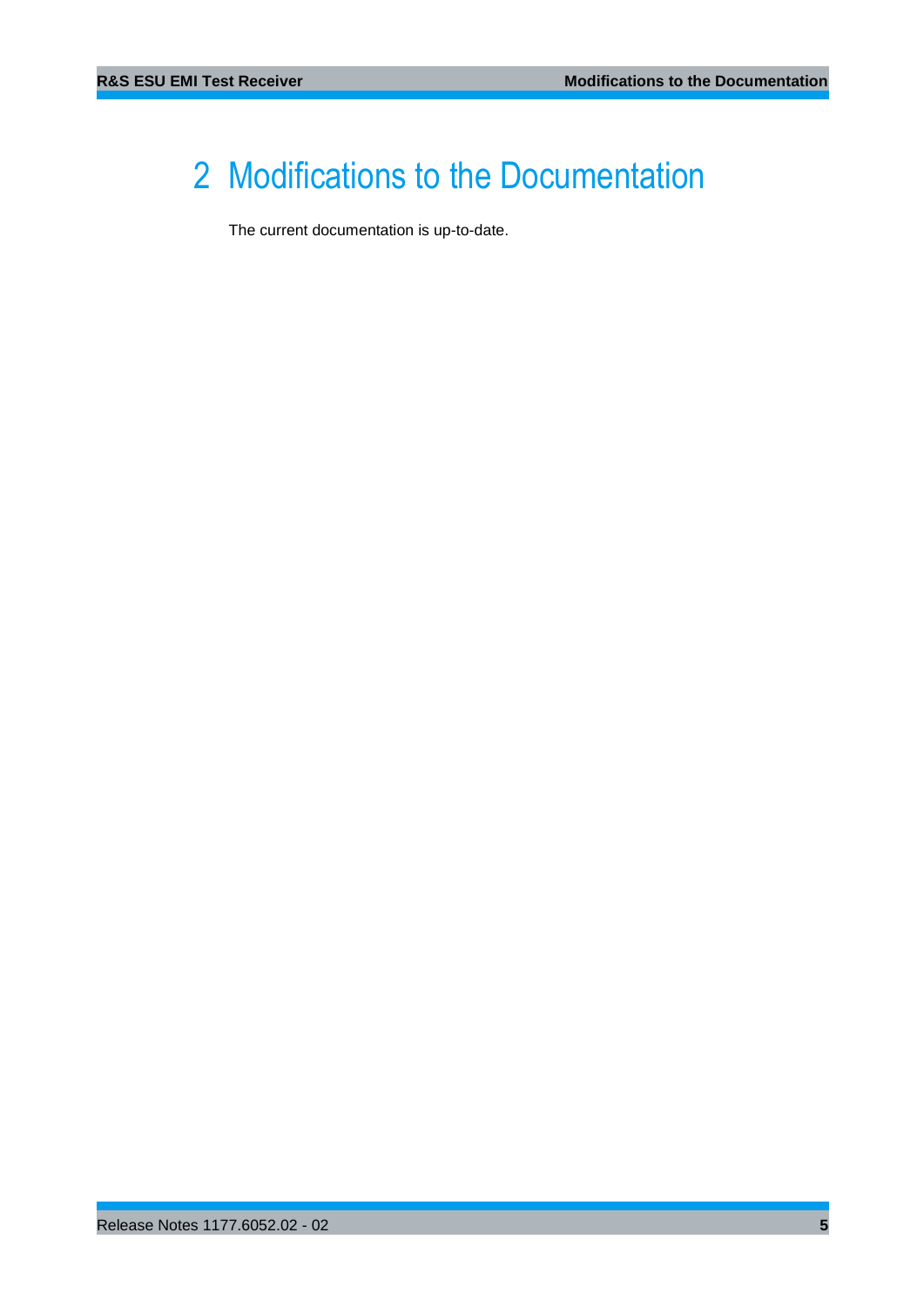# 2 Modifications to the Documentation

The current documentation is up-to-date.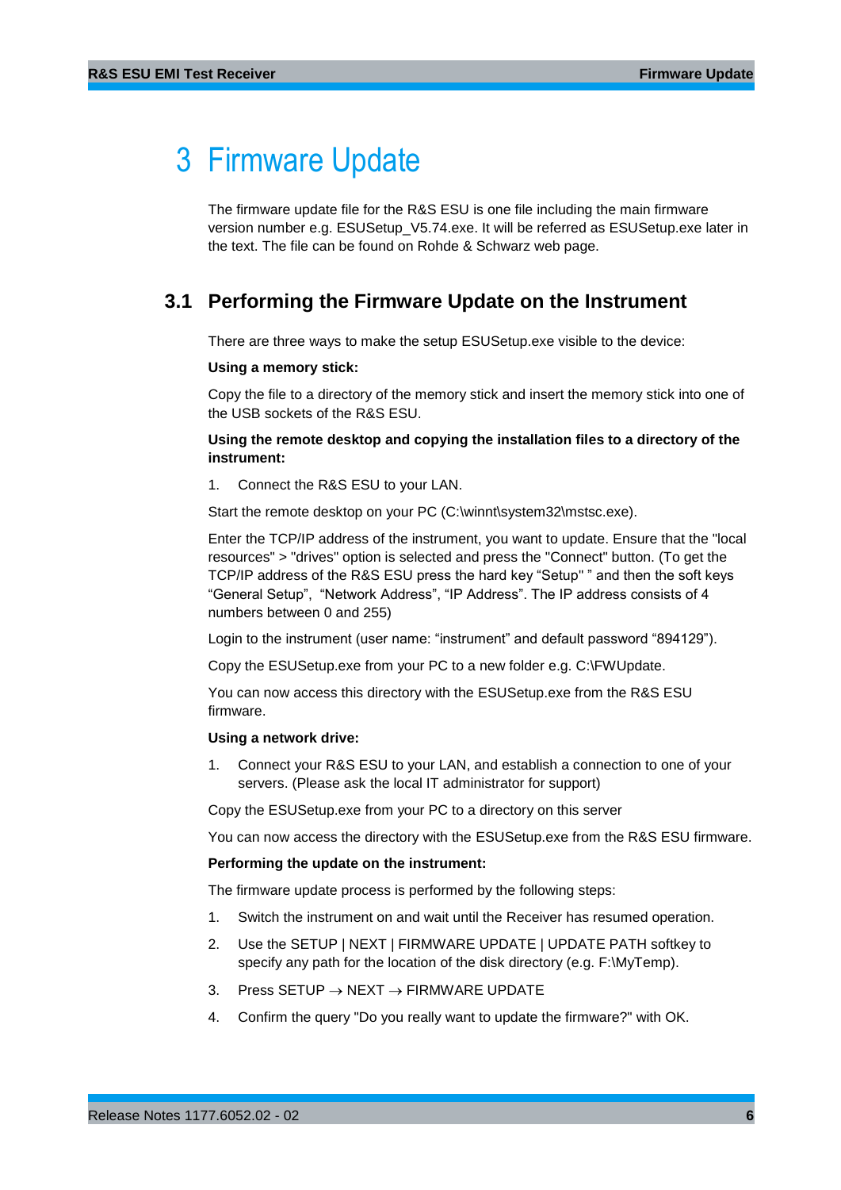# 3 Firmware Update

The firmware update file for the R&S ESU is one file including the main firmware version number e.g. ESUSetup_V5.74.exe. It will be referred as ESUSetup.exe later in the text. The file can be found on Rohde & Schwarz web page.

## 3.1 Performing the Firmware Update on the Instrument

There are three ways to make the setup ESUSetup.exe visible to the device:

**Using a memory stick:**

Copy the file to a directory of the memory stick and insert the memory stick into one of the USB sockets of the R&S ESU.

**Using the remote desktop and copying the installation files to a directory of the instrument:**

1. Connect the R&S ESU to your LAN.

Start the remote desktop on your PC (C:\winnt\system32\mstsc.exe).

Enter the TCP/IP address of the instrument, you want to update. Ensure that the "local resources" > "drives" option is selected and press the "Connect" button. (To get the TCP/IP address of the R&S ESU press the hard key “Setup” ” and then the soft keys “General Setup”, “Network Address”, “IP Address”. The IP address consists of 4 numbers between 0 and 255)

Login to the instrument (user name: “instrument” and default password “894129”).

Copy the ESUSetup.exe from your PC to a new folder e.g. C:\FWUpdate.

You can now access this directory with the ESUSetup.exe from the R&S ESU firmware.

**Using a network drive:**

1. Connect your R&S ESU to your LAN, and establish a connection to one of your servers. (Please ask the local IT administrator for support)

Copy the ESUSetup.exe from your PC to a directory on this server

You can now access the directory with the ESUSetup.exe from the R&S ESU firmware.

**Performing the update on the instrument:**

The firmware update process is performed by the following steps:

1. Switch the instrument on and wait until the Receiver has resumed operation.
2. Use the SETUP | NEXT | FIRMWARE UPDATE | UPDATE PATH softkey to specify any path for the location of the disk directory (e.g. F:\MyTemp).
3. Press SETUP → NEXT → FIRMWARE UPDATE
4. Confirm the query "Do you really want to update the firmware?" with OK.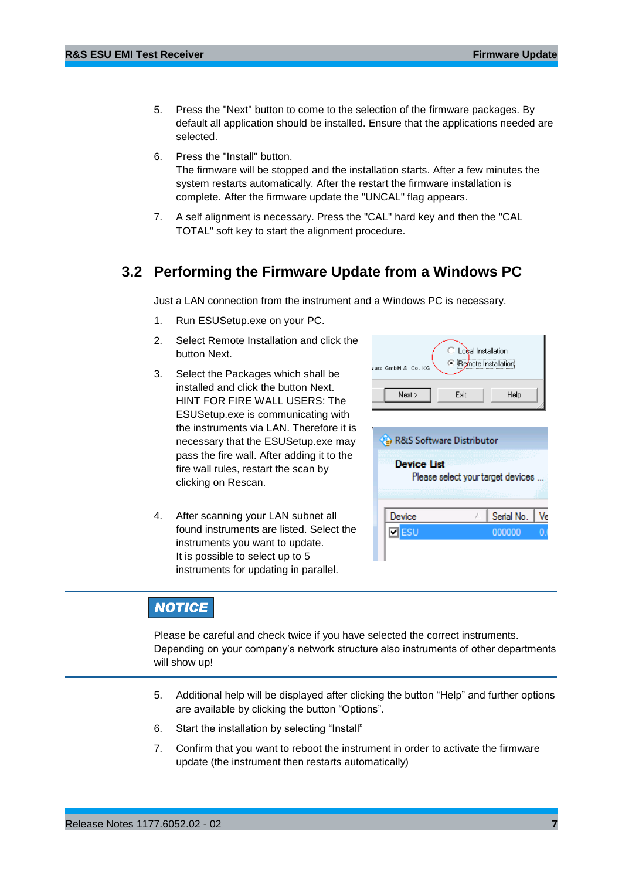5. Press the "Next" button to come to the selection of the firmware packages. By default all application should be installed. Ensure that the applications needed are selected.

6. Press the "Install" button.
   The firmware will be stopped and the installation starts. After a few minutes the system restarts automatically. After the restart the firmware installation is complete. After the firmware update the "UNCAL" flag appears.

7. A self alignment is necessary. Press the "CAL" hard key and then the "CAL TOTAL" soft key to start the alignment procedure.

## 3.2 Performing the Firmware Update from a Windows PC

Just a LAN connection from the instrument and a Windows PC is necessary.

1. Run ESUSetup.exe on your PC.

2. Select Remote Installation and click the button Next.

3. Select the Packages which shall be installed and click the button Next.
   HINT FOR FIRE WALL USERS: The ESUSetup.exe is communicating with the instruments via LAN. Therefore it is necessary that the ESUSetup.exe may pass the fire wall. After adding it to the fire wall rules, restart the scan by clicking on Rescan.

4. After scanning your LAN subnet all found instruments are listed. Select the instruments you want to update.
   It is possible to select up to 5 instruments for updating in parallel.

**NOTICE**

Please be careful and check twice if you have selected the correct instruments. Depending on your company's network structure also instruments of other departments will show up!

5. Additional help will be displayed after clicking the button "Help" and further options are available by clicking the button "Options".

6. Start the installation by selecting "Install"

7. Confirm that you want to reboot the instrument in order to activate the firmware update (the instrument then restarts automatically)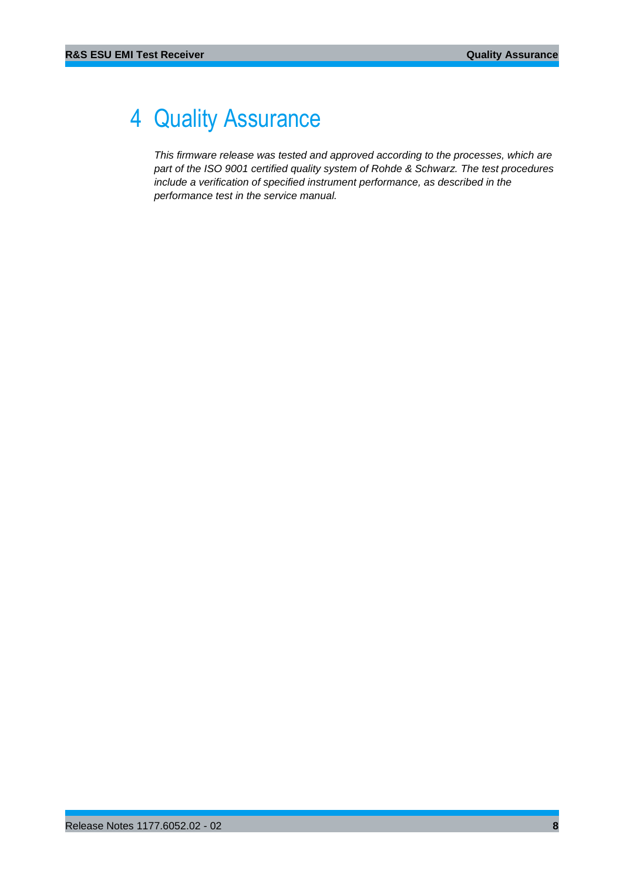# 4 Quality Assurance

*This firmware release was tested and approved according to the processes, which are part of the ISO 9001 certified quality system of Rohde & Schwarz. The test procedures include a verification of specified instrument performance, as described in the performance test in the service manual.*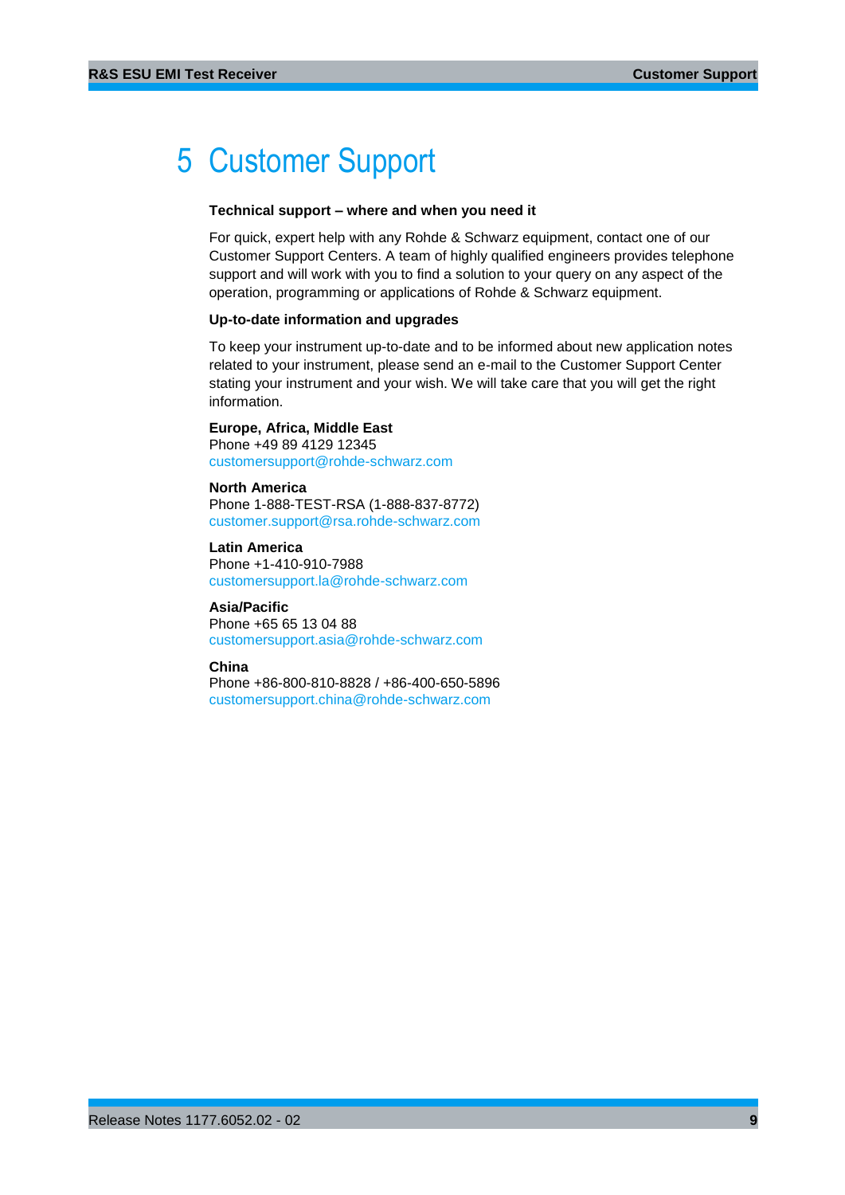# 5 Customer Support

**Technical support – where and when you need it**

For quick, expert help with any Rohde & Schwarz equipment, contact one of our Customer Support Centers. A team of highly qualified engineers provides telephone support and will work with you to find a solution to your query on any aspect of the operation, programming or applications of Rohde & Schwarz equipment.

**Up-to-date information and upgrades**

To keep your instrument up-to-date and to be informed about new application notes related to your instrument, please send an e-mail to the Customer Support Center stating your instrument and your wish. We will take care that you will get the right information.

**Europe, Africa, Middle East**
Phone +49 89 4129 12345
customersupport@rohde-schwarz.com

**North America**
Phone 1-888-TEST-RSA (1-888-837-8772)
customer.support@rsa.rohde-schwarz.com

**Latin America**
Phone +1-410-910-7988
customersupport.la@rohde-schwarz.com

**Asia/Pacific**
Phone +65 65 13 04 88
customersupport.asia@rohde-schwarz.com

**China**
Phone +86-800-810-8828 / +86-400-650-5896
customersupport.china@rohde-schwarz.com